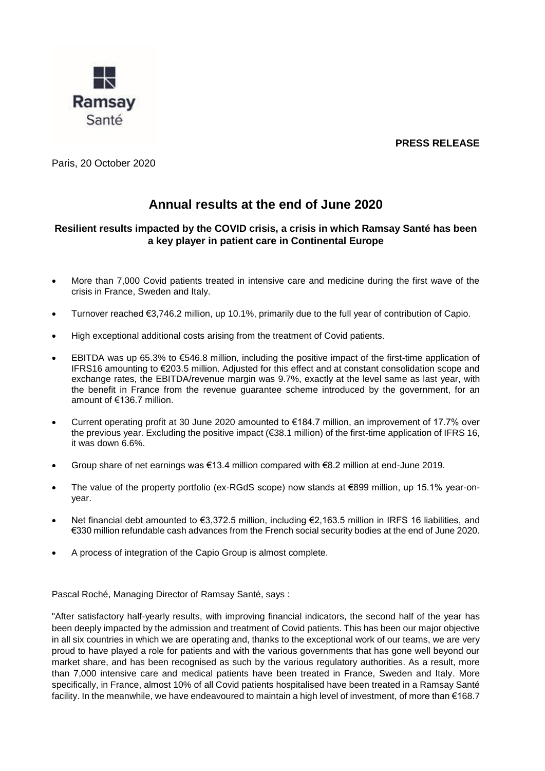Ramsay Santé

**PRESS RELEASE**

Paris, 20 October 2020

# Annual results at the end of June 2020

### Resilient results impacted by the COVID crisis, a crisis in which Ramsay Santé has been a key player in patient care in Continental Europe

- More than 7,000 Covid patients treated in intensive care and medicine during the first wave of the crisis in France, Sweden and Italy.
- Turnover reached €3,746.2 million, up 10.1%, primarily due to the full year of contribution of Capio.
- High exceptional additional costs arising from the treatment of Covid patients.
- EBITDA was up 65.3% to €546.8 million, including the positive impact of the first-time application of IFRS16 amounting to €203.5 million. Adjusted for this effect and at constant consolidation scope and exchange rates, the EBITDA/revenue margin was 9.7%, exactly at the level same as last year, with the benefit in France from the revenue guarantee scheme introduced by the government, for an amount of €136.7 million.
- Current operating profit at 30 June 2020 amounted to €184.7 million, an improvement of 17.7% over the previous year. Excluding the positive impact (€38.1 million) of the first-time application of IFRS 16, it was down 6.6%.
- Group share of net earnings was €13.4 million compared with €8.2 million at end-June 2019.
- The value of the property portfolio (ex-RGdS scope) now stands at €899 million, up 15.1% year-on-year.
- Net financial debt amounted to €3,372.5 million, including €2,163.5 million in IRFS 16 liabilities, and €330 million refundable cash advances from the French social security bodies at the end of June 2020.
- A process of integration of the Capio Group is almost complete.

Pascal Roché, Managing Director of Ramsay Santé, says :

"After satisfactory half-yearly results, with improving financial indicators, the second half of the year has been deeply impacted by the admission and treatment of Covid patients. This has been our major objective in all six countries in which we are operating and, thanks to the exceptional work of our teams, we are very proud to have played a role for patients and with the various governments that has gone well beyond our market share, and has been recognised as such by the various regulatory authorities. As a result, more than 7,000 intensive care and medical patients have been treated in France, Sweden and Italy. More specifically, in France, almost 10% of all Covid patients hospitalised have been treated in a Ramsay Santé facility. In the meanwhile, we have endeavoured to maintain a high level of investment, of more than €168.7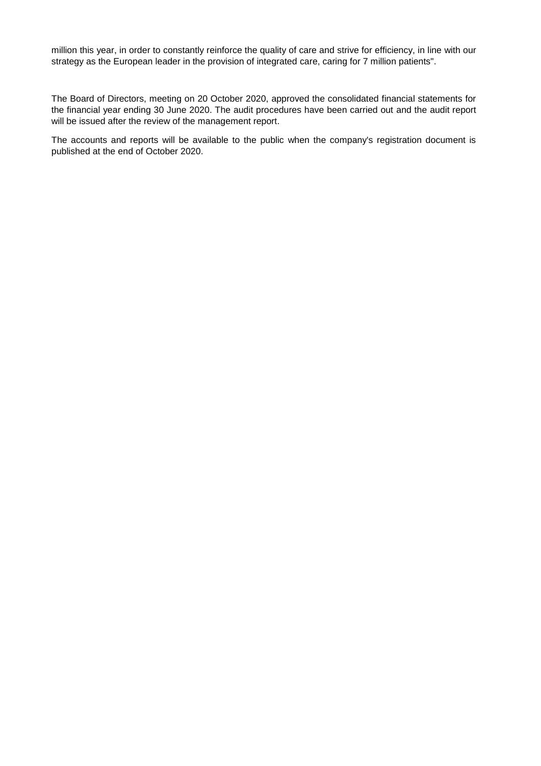million this year, in order to constantly reinforce the quality of care and strive for efficiency, in line with our strategy as the European leader in the provision of integrated care, caring for 7 million patients".

The Board of Directors, meeting on 20 October 2020, approved the consolidated financial statements for the financial year ending 30 June 2020. The audit procedures have been carried out and the audit report will be issued after the review of the management report.

The accounts and reports will be available to the public when the company's registration document is published at the end of October 2020.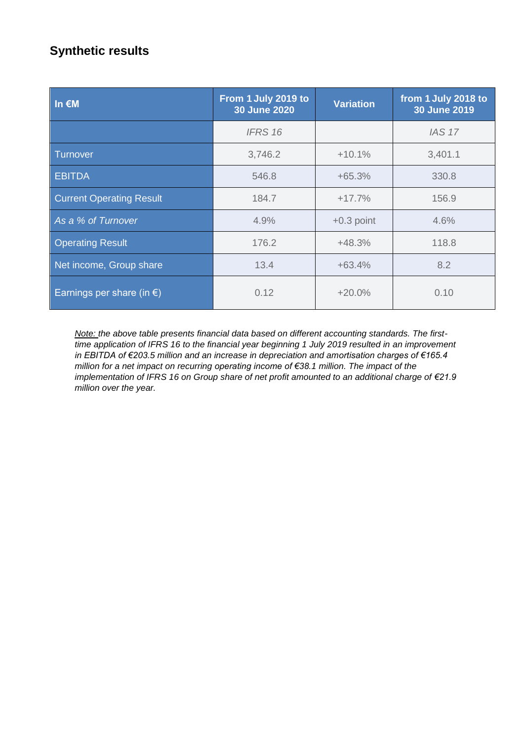## Synthetic results

| In €M | From 1 July 2019 to 30 June 2020 | Variation | from 1 July 2018 to 30 June 2019 |
|---|---|---|---|
| | *IFRS 16* | | *IAS 17* |
| Turnover | 3,746.2 | +10.1% | 3,401.1 |
| EBITDA | 546.8 | +65.3% | 330.8 |
| Current Operating Result | 184.7 | +17.7% | 156.9 |
| *As a % of Turnover* | 4.9% | +0.3 point | 4.6% |
| Operating Result | 176.2 | +48.3% | 118.8 |
| Net income, Group share | 13.4 | +63.4% | 8.2 |
| Earnings per share (in €) | 0.12 | +20.0% | 0.10 |

*Note: the above table presents financial data based on different accounting standards. The first-time application of IFRS 16 to the financial year beginning 1 July 2019 resulted in an improvement in EBITDA of €203.5 million and an increase in depreciation and amortisation charges of €165.4 million for a net impact on recurring operating income of €38.1 million. The impact of the implementation of IFRS 16 on Group share of net profit amounted to an additional charge of €21.9 million over the year.*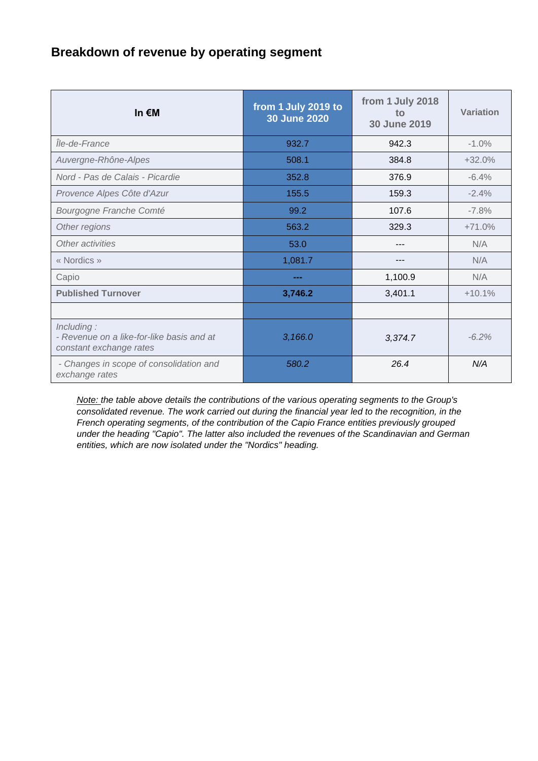## Breakdown of revenue by operating segment

| In €M | from 1 July 2019 to 30 June 2020 | from 1 July 2018 to 30 June 2019 | Variation |
|---|---|---|---|
| *Île-de-France* | 932.7 | 942.3 | -1.0% |
| *Auvergne-Rhône-Alpes* | 508.1 | 384.8 | +32.0% |
| *Nord - Pas de Calais - Picardie* | 352.8 | 376.9 | -6.4% |
| *Provence Alpes Côte d'Azur* | 155.5 | 159.3 | -2.4% |
| *Bourgogne Franche Comté* | 99.2 | 107.6 | -7.8% |
| *Other regions* | 563.2 | 329.3 | +71.0% |
| *Other activities* | 53.0 | --- | N/A |
| « Nordics » | 1,081.7 | --- | N/A |
| Capio | --- | 1,100.9 | N/A |
| **Published Turnover** | **3,746.2** | 3,401.1 | +10.1% |
| | | | |
| *Including :*<br>*- Revenue on a like-for-like basis and at constant exchange rates* | *3,166.0* | *3,374.7* | *-6.2%* |
| *- Changes in scope of consolidation and exchange rates* | *580.2* | *26.4* | *N/A* |

*Note: the table above details the contributions of the various operating segments to the Group's consolidated revenue. The work carried out during the financial year led to the recognition, in the French operating segments, of the contribution of the Capio France entities previously grouped under the heading "Capio". The latter also included the revenues of the Scandinavian and German entities, which are now isolated under the "Nordics" heading.*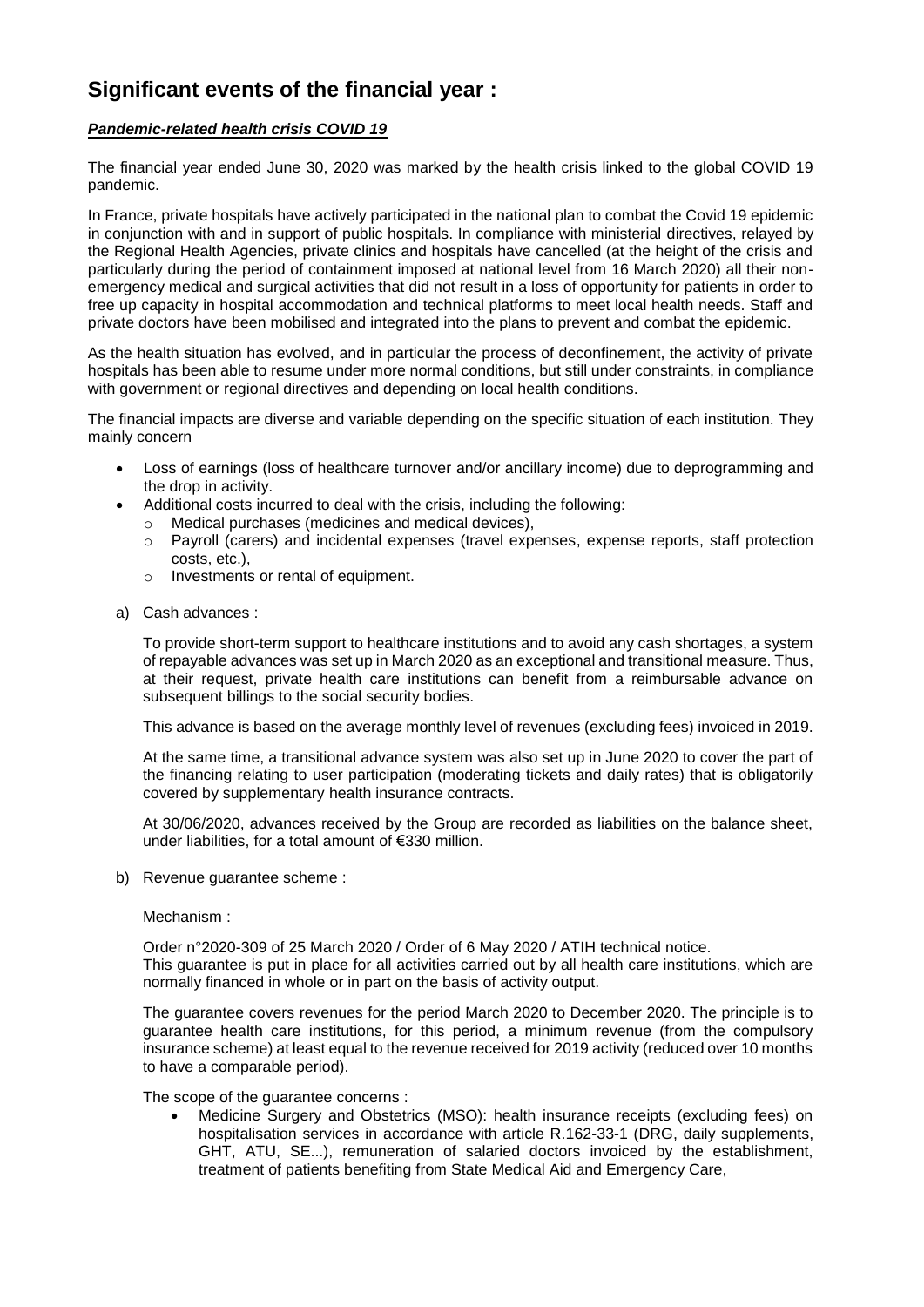# Significant events of the financial year :

***Pandemic-related health crisis COVID 19***

The financial year ended June 30, 2020 was marked by the health crisis linked to the global COVID 19 pandemic.

In France, private hospitals have actively participated in the national plan to combat the Covid 19 epidemic in conjunction with and in support of public hospitals. In compliance with ministerial directives, relayed by the Regional Health Agencies, private clinics and hospitals have cancelled (at the height of the crisis and particularly during the period of containment imposed at national level from 16 March 2020) all their non-emergency medical and surgical activities that did not result in a loss of opportunity for patients in order to free up capacity in hospital accommodation and technical platforms to meet local health needs. Staff and private doctors have been mobilised and integrated into the plans to prevent and combat the epidemic.

As the health situation has evolved, and in particular the process of deconfinement, the activity of private hospitals has been able to resume under more normal conditions, but still under constraints, in compliance with government or regional directives and depending on local health conditions.

The financial impacts are diverse and variable depending on the specific situation of each institution. They mainly concern

- Loss of earnings (loss of healthcare turnover and/or ancillary income) due to deprogramming and the drop in activity.
- Additional costs incurred to deal with the crisis, including the following:
  - Medical purchases (medicines and medical devices),
  - Payroll (carers) and incidental expenses (travel expenses, expense reports, staff protection costs, etc.),
  - Investments or rental of equipment.

a) Cash advances :

To provide short-term support to healthcare institutions and to avoid any cash shortages, a system of repayable advances was set up in March 2020 as an exceptional and transitional measure. Thus, at their request, private health care institutions can benefit from a reimbursable advance on subsequent billings to the social security bodies.

This advance is based on the average monthly level of revenues (excluding fees) invoiced in 2019.

At the same time, a transitional advance system was also set up in June 2020 to cover the part of the financing relating to user participation (moderating tickets and daily rates) that is obligatorily covered by supplementary health insurance contracts.

At 30/06/2020, advances received by the Group are recorded as liabilities on the balance sheet, under liabilities, for a total amount of €330 million.

b) Revenue guarantee scheme :

Mechanism :

Order n°2020-309 of 25 March 2020 / Order of 6 May 2020 / ATIH technical notice.
This guarantee is put in place for all activities carried out by all health care institutions, which are normally financed in whole or in part on the basis of activity output.

The guarantee covers revenues for the period March 2020 to December 2020. The principle is to guarantee health care institutions, for this period, a minimum revenue (from the compulsory insurance scheme) at least equal to the revenue received for 2019 activity (reduced over 10 months to have a comparable period).

The scope of the guarantee concerns :

- Medicine Surgery and Obstetrics (MSO): health insurance receipts (excluding fees) on hospitalisation services in accordance with article R.162-33-1 (DRG, daily supplements, GHT, ATU, SE...), remuneration of salaried doctors invoiced by the establishment, treatment of patients benefiting from State Medical Aid and Emergency Care,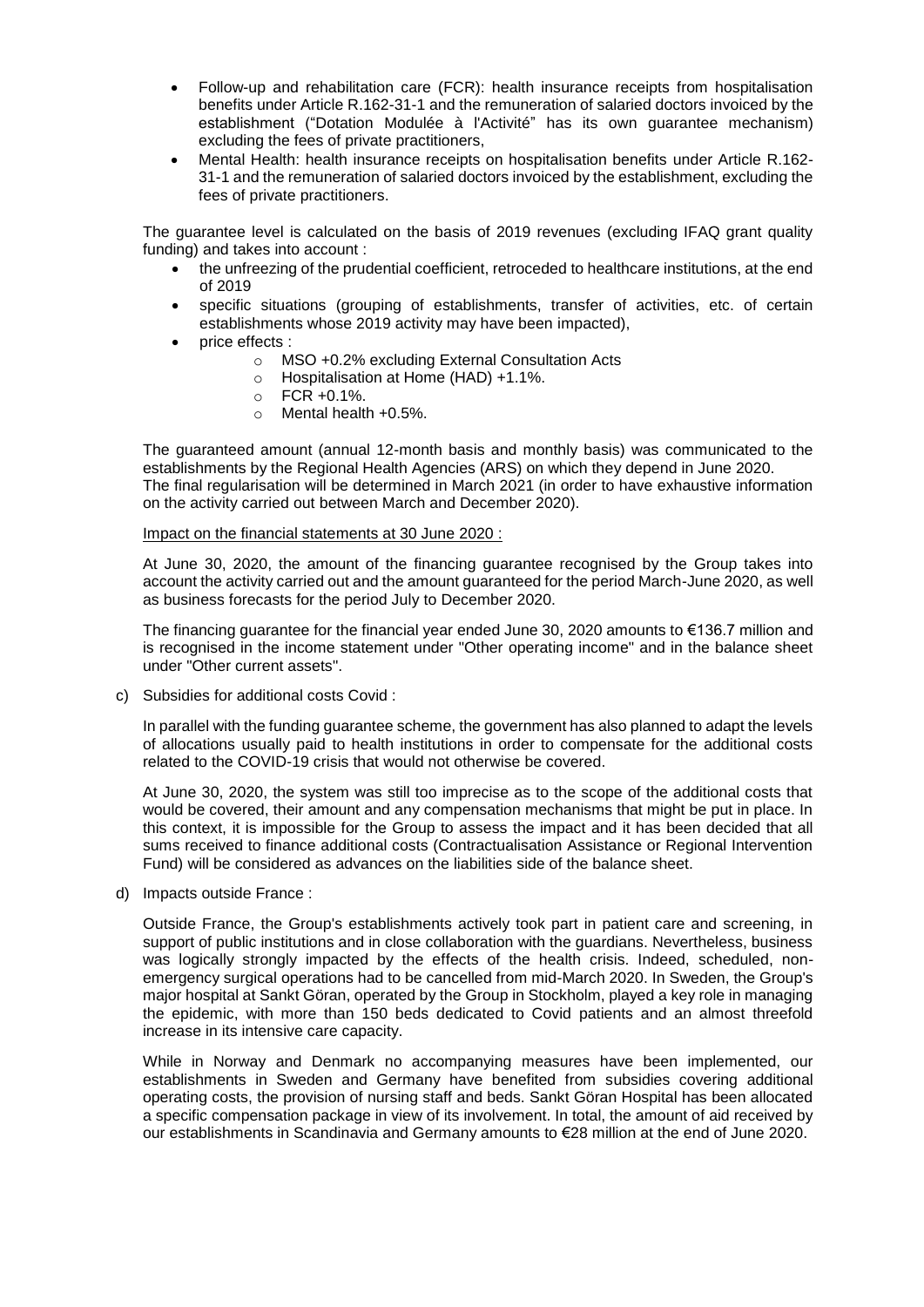- Follow-up and rehabilitation care (FCR): health insurance receipts from hospitalisation benefits under Article R.162-31-1 and the remuneration of salaried doctors invoiced by the establishment ("Dotation Modulée à l'Activité" has its own guarantee mechanism) excluding the fees of private practitioners,
- Mental Health: health insurance receipts on hospitalisation benefits under Article R.162-31-1 and the remuneration of salaried doctors invoiced by the establishment, excluding the fees of private practitioners.

The guarantee level is calculated on the basis of 2019 revenues (excluding IFAQ grant quality funding) and takes into account :

- the unfreezing of the prudential coefficient, retroceded to healthcare institutions, at the end of 2019
- specific situations (grouping of establishments, transfer of activities, etc. of certain establishments whose 2019 activity may have been impacted),
- price effects :
  - MSO +0.2% excluding External Consultation Acts
  - Hospitalisation at Home (HAD) +1.1%.
  - FCR +0.1%.
  - Mental health +0.5%.

The guaranteed amount (annual 12-month basis and monthly basis) was communicated to the establishments by the Regional Health Agencies (ARS) on which they depend in June 2020. The final regularisation will be determined in March 2021 (in order to have exhaustive information on the activity carried out between March and December 2020).

Impact on the financial statements at 30 June 2020 :

At June 30, 2020, the amount of the financing guarantee recognised by the Group takes into account the activity carried out and the amount guaranteed for the period March-June 2020, as well as business forecasts for the period July to December 2020.

The financing guarantee for the financial year ended June 30, 2020 amounts to €136.7 million and is recognised in the income statement under "Other operating income" and in the balance sheet under "Other current assets".

c) Subsidies for additional costs Covid :

In parallel with the funding guarantee scheme, the government has also planned to adapt the levels of allocations usually paid to health institutions in order to compensate for the additional costs related to the COVID-19 crisis that would not otherwise be covered.

At June 30, 2020, the system was still too imprecise as to the scope of the additional costs that would be covered, their amount and any compensation mechanisms that might be put in place. In this context, it is impossible for the Group to assess the impact and it has been decided that all sums received to finance additional costs (Contractualisation Assistance or Regional Intervention Fund) will be considered as advances on the liabilities side of the balance sheet.

d) Impacts outside France :

Outside France, the Group's establishments actively took part in patient care and screening, in support of public institutions and in close collaboration with the guardians. Nevertheless, business was logically strongly impacted by the effects of the health crisis. Indeed, scheduled, non-emergency surgical operations had to be cancelled from mid-March 2020. In Sweden, the Group's major hospital at Sankt Göran, operated by the Group in Stockholm, played a key role in managing the epidemic, with more than 150 beds dedicated to Covid patients and an almost threefold increase in its intensive care capacity.

While in Norway and Denmark no accompanying measures have been implemented, our establishments in Sweden and Germany have benefited from subsidies covering additional operating costs, the provision of nursing staff and beds. Sankt Göran Hospital has been allocated a specific compensation package in view of its involvement. In total, the amount of aid received by our establishments in Scandinavia and Germany amounts to €28 million at the end of June 2020.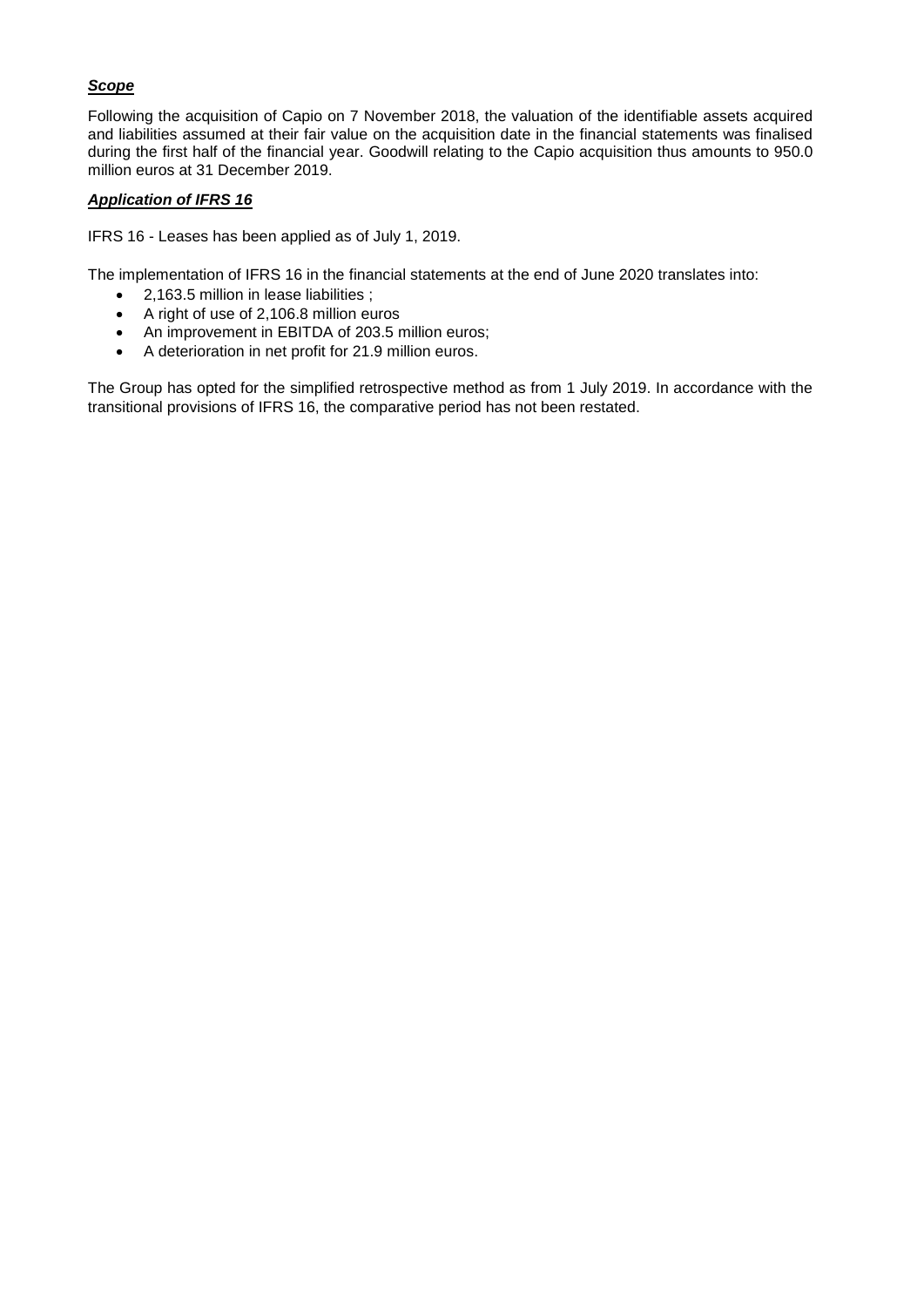***Scope***

Following the acquisition of Capio on 7 November 2018, the valuation of the identifiable assets acquired and liabilities assumed at their fair value on the acquisition date in the financial statements was finalised during the first half of the financial year. Goodwill relating to the Capio acquisition thus amounts to 950.0 million euros at 31 December 2019.

***Application of IFRS 16***

IFRS 16 - Leases has been applied as of July 1, 2019.

The implementation of IFRS 16 in the financial statements at the end of June 2020 translates into:

- 2,163.5 million in lease liabilities ;
- A right of use of 2,106.8 million euros
- An improvement in EBITDA of 203.5 million euros;
- A deterioration in net profit for 21.9 million euros.

The Group has opted for the simplified retrospective method as from 1 July 2019. In accordance with the transitional provisions of IFRS 16, the comparative period has not been restated.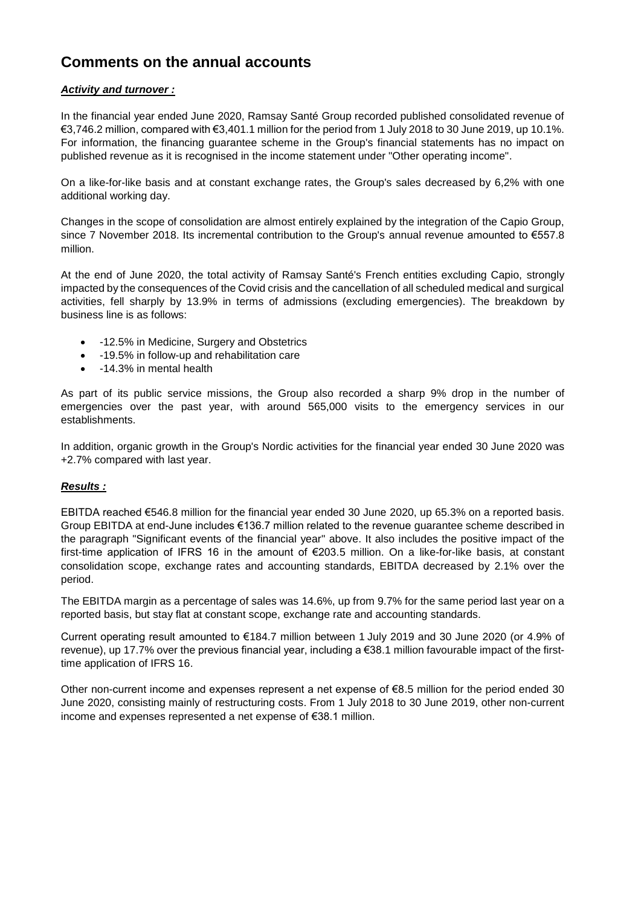# Comments on the annual accounts

***Activity and turnover :***

In the financial year ended June 2020, Ramsay Santé Group recorded published consolidated revenue of €3,746.2 million, compared with €3,401.1 million for the period from 1 July 2018 to 30 June 2019, up 10.1%. For information, the financing guarantee scheme in the Group's financial statements has no impact on published revenue as it is recognised in the income statement under "Other operating income".

On a like-for-like basis and at constant exchange rates, the Group's sales decreased by 6,2% with one additional working day.

Changes in the scope of consolidation are almost entirely explained by the integration of the Capio Group, since 7 November 2018. Its incremental contribution to the Group's annual revenue amounted to €557.8 million.

At the end of June 2020, the total activity of Ramsay Santé's French entities excluding Capio, strongly impacted by the consequences of the Covid crisis and the cancellation of all scheduled medical and surgical activities, fell sharply by 13.9% in terms of admissions (excluding emergencies). The breakdown by business line is as follows:

- -12.5% in Medicine, Surgery and Obstetrics
- -19.5% in follow-up and rehabilitation care
- -14.3% in mental health

As part of its public service missions, the Group also recorded a sharp 9% drop in the number of emergencies over the past year, with around 565,000 visits to the emergency services in our establishments.

In addition, organic growth in the Group's Nordic activities for the financial year ended 30 June 2020 was +2.7% compared with last year.

***Results :***

EBITDA reached €546.8 million for the financial year ended 30 June 2020, up 65.3% on a reported basis. Group EBITDA at end-June includes €136.7 million related to the revenue guarantee scheme described in the paragraph "Significant events of the financial year" above. It also includes the positive impact of the first-time application of IFRS 16 in the amount of €203.5 million. On a like-for-like basis, at constant consolidation scope, exchange rates and accounting standards, EBITDA decreased by 2.1% over the period.

The EBITDA margin as a percentage of sales was 14.6%, up from 9.7% for the same period last year on a reported basis, but stay flat at constant scope, exchange rate and accounting standards.

Current operating result amounted to €184.7 million between 1 July 2019 and 30 June 2020 (or 4.9% of revenue), up 17.7% over the previous financial year, including a €38.1 million favourable impact of the first-time application of IFRS 16.

Other non-current income and expenses represent a net expense of €8.5 million for the period ended 30 June 2020, consisting mainly of restructuring costs. From 1 July 2018 to 30 June 2019, other non-current income and expenses represented a net expense of €38.1 million.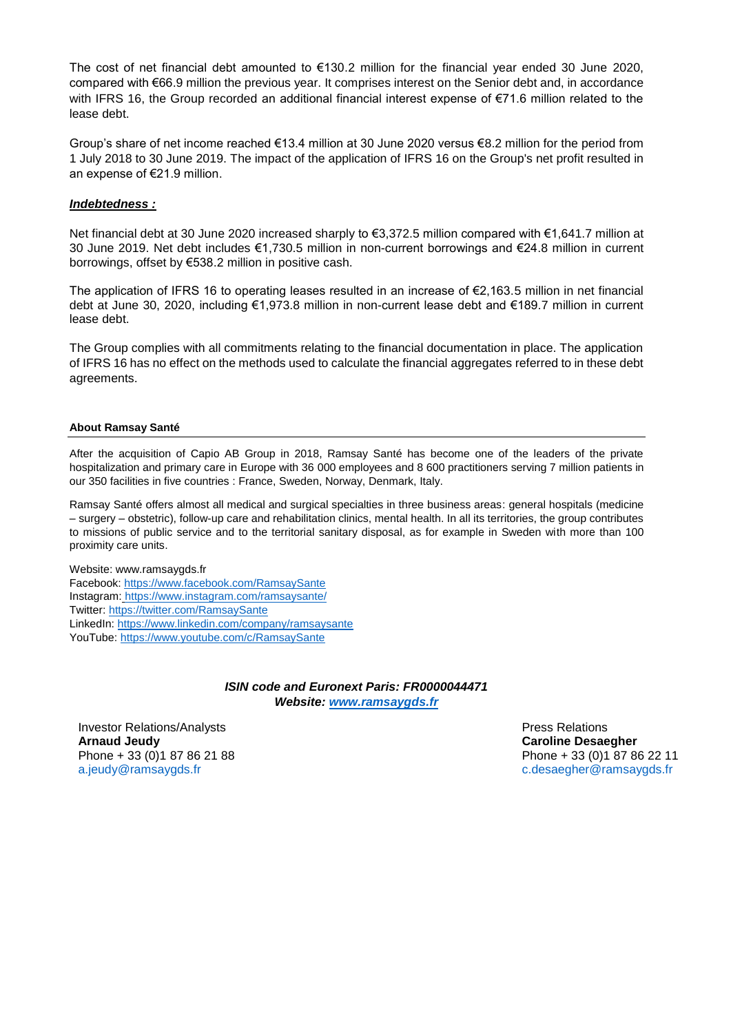The cost of net financial debt amounted to €130.2 million for the financial year ended 30 June 2020, compared with €66.9 million the previous year. It comprises interest on the Senior debt and, in accordance with IFRS 16, the Group recorded an additional financial interest expense of €71.6 million related to the lease debt.

Group's share of net income reached €13.4 million at 30 June 2020 versus €8.2 million for the period from 1 July 2018 to 30 June 2019. The impact of the application of IFRS 16 on the Group's net profit resulted in an expense of €21.9 million.

***Indebtedness :***

Net financial debt at 30 June 2020 increased sharply to €3,372.5 million compared with €1,641.7 million at 30 June 2019. Net debt includes €1,730.5 million in non-current borrowings and €24.8 million in current borrowings, offset by €538.2 million in positive cash.

The application of IFRS 16 to operating leases resulted in an increase of €2,163.5 million in net financial debt at June 30, 2020, including €1,973.8 million in non-current lease debt and €189.7 million in current lease debt.

The Group complies with all commitments relating to the financial documentation in place. The application of IFRS 16 has no effect on the methods used to calculate the financial aggregates referred to in these debt agreements.

**About Ramsay Santé**

After the acquisition of Capio AB Group in 2018, Ramsay Santé has become one of the leaders of the private hospitalization and primary care in Europe with 36 000 employees and 8 600 practitioners serving 7 million patients in our 350 facilities in five countries : France, Sweden, Norway, Denmark, Italy.

Ramsay Santé offers almost all medical and surgical specialties in three business areas: general hospitals (medicine – surgery – obstetric), follow-up care and rehabilitation clinics, mental health. In all its territories, the group contributes to missions of public service and to the territorial sanitary disposal, as for example in Sweden with more than 100 proximity care units.

Website: www.ramsaygds.fr
Facebook: https://www.facebook.com/RamsaySante
Instagram: https://www.instagram.com/ramsaysante/
Twitter: https://twitter.com/RamsaySante
LinkedIn: https://www.linkedin.com/company/ramsaysante
YouTube: https://www.youtube.com/c/RamsaySante

***ISIN code and Euronext Paris: FR0000044471***
***Website: www.ramsaygds.fr***

Investor Relations/Analysts
**Arnaud Jeudy**
Phone + 33 (0)1 87 86 21 88
a.jeudy@ramsaygds.fr

Press Relations
**Caroline Desaegher**
Phone + 33 (0)1 87 86 22 11
c.desaegher@ramsaygds.fr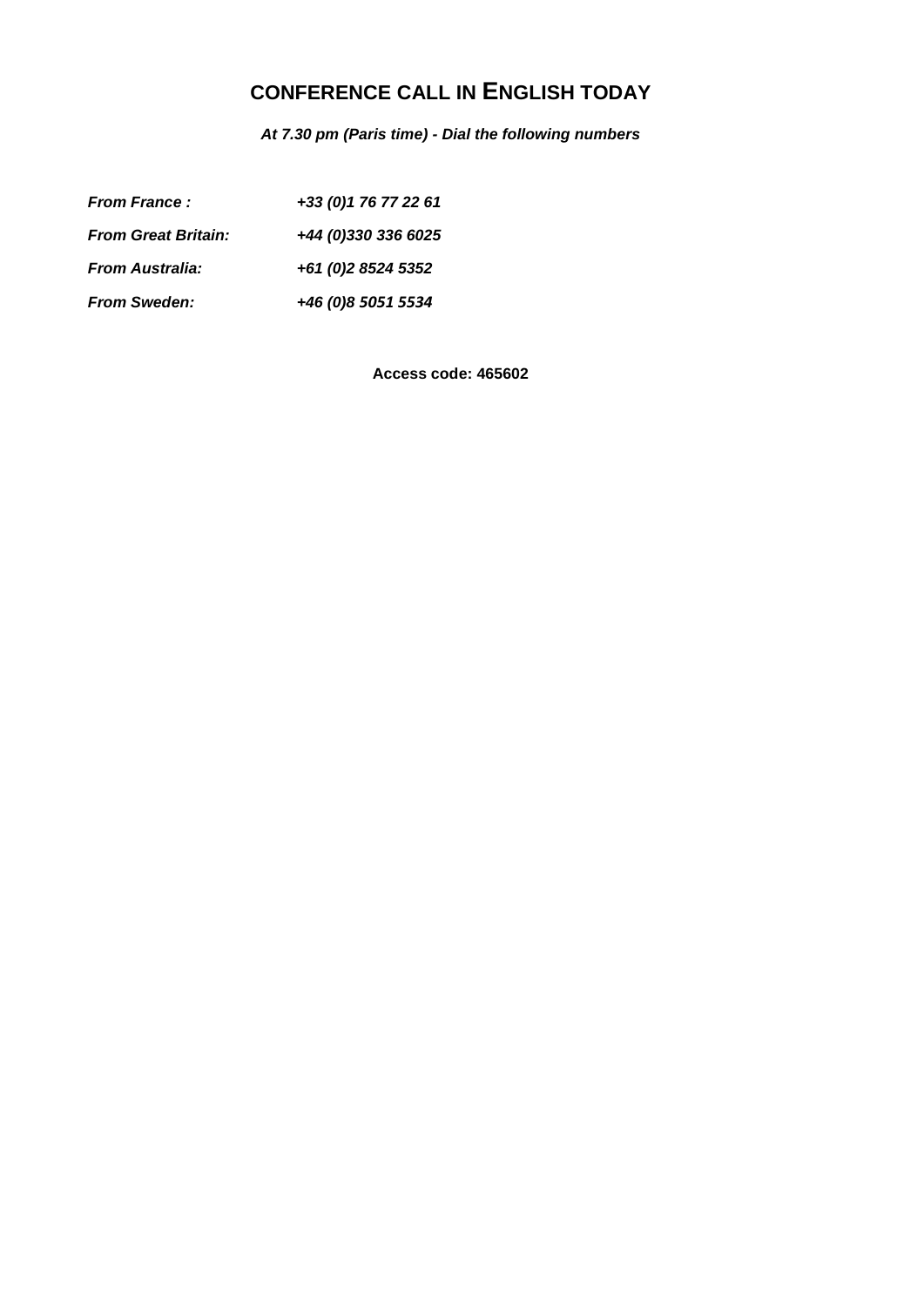# CONFERENCE CALL IN ENGLISH TODAY

***At 7.30 pm (Paris time) - Dial the following numbers***

| | |
|---|---|
| ***From France :*** | ***+33 (0)1 76 77 22 61*** |
| ***From Great Britain:*** | ***+44 (0)330 336 6025*** |
| ***From Australia:*** | ***+61 (0)2 8524 5352*** |
| ***From Sweden:*** | ***+46 (0)8 5051 5534*** |

**Access code: 465602**